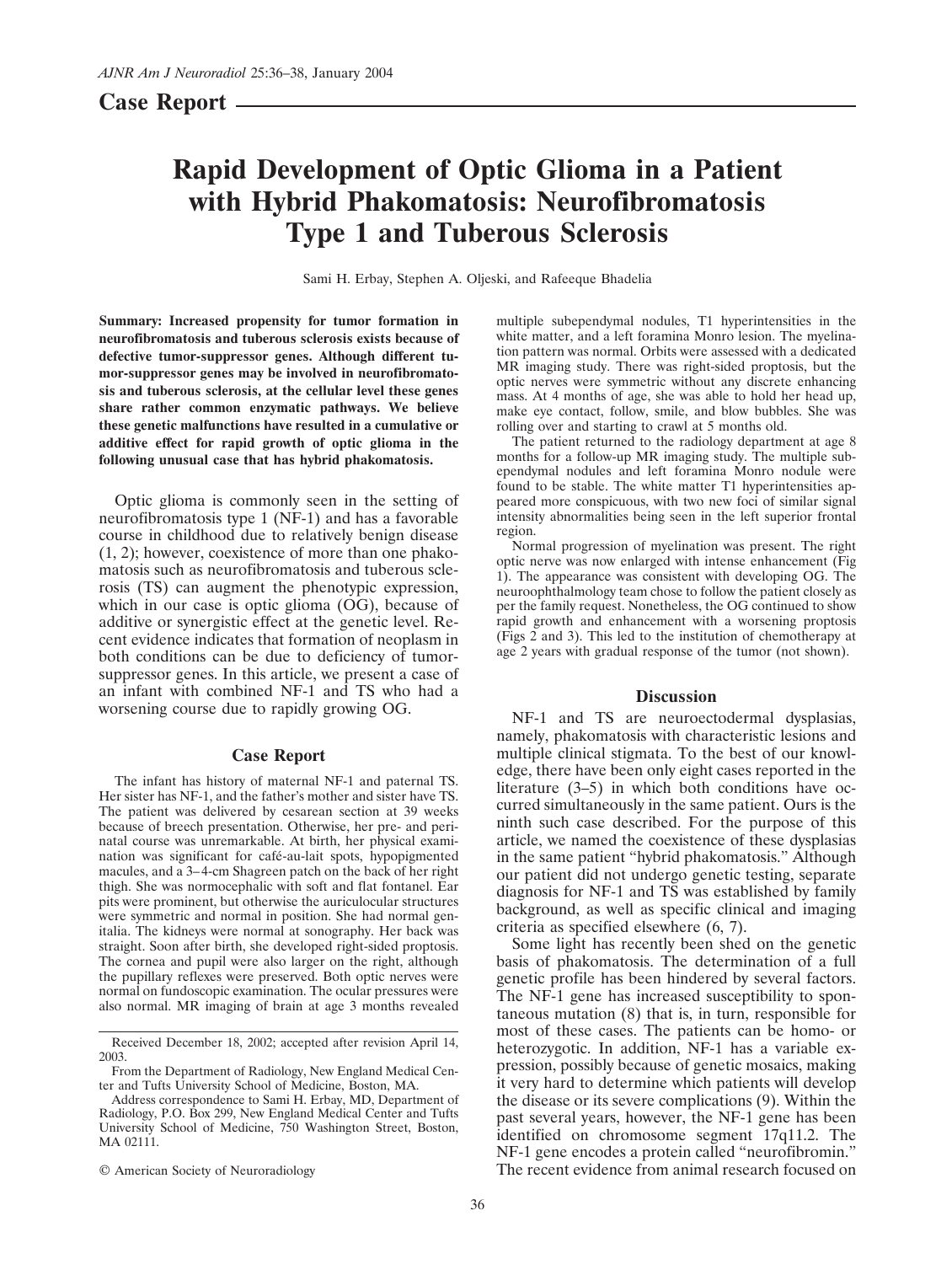## Case Report

# Rapid Development of Optic Glioma in a Patient with Hybrid Phakomatosis: Neurofibromatosis Type 1 and Tuberous Sclerosis

Sami H. Erbay, Stephen A. Oljeski, and Rafeeque Bhadelia

**Summary: Increased propensity for tumor formation in neurofibromatosis and tuberous sclerosis exists because of defective tumor-suppressor genes. Although different tumor-suppressor genes may be involved in neurofibromatosis and tuberous sclerosis, at the cellular level these genes share rather common enzymatic pathways. We believe these genetic malfunctions have resulted in a cumulative or additive effect for rapid growth of optic glioma in the following unusual case that has hybrid phakomatosis.**

Optic glioma is commonly seen in the setting of neurofibromatosis type 1 (NF-1) and has a favorable course in childhood due to relatively benign disease (1, 2); however, coexistence of more than one phakomatosis such as neurofibromatosis and tuberous sclerosis (TS) can augment the phenotypic expression, which in our case is optic glioma (OG), because of additive or synergistic effect at the genetic level. Recent evidence indicates that formation of neoplasm in both conditions can be due to deficiency of tumor-suppressor genes. In this article, we present a case of an infant with combined NF-1 and TS who had a worsening course due to rapidly growing OG.

## Case Report

The infant has history of maternal NF-1 and paternal TS. Her sister has NF-1, and the father's mother and sister have TS. The patient was delivered by cesarean section at 39 weeks because of breech presentation. Otherwise, her pre- and perinatal course was unremarkable. At birth, her physical examination was significant for café-au-lait spots, hypopigmented macules, and a 3–4-cm Shagreen patch on the back of her right thigh. She was normocephalic with soft and flat fontanel. Ear pits were prominent, but otherwise the auriculocular structures were symmetric and normal in position. She had normal genitalia. The kidneys were normal at sonography. Her back was straight. Soon after birth, she developed right-sided proptosis. The cornea and pupil were also larger on the right, although the pupillary reflexes were preserved. Both optic nerves were normal on fundoscopic examination. The ocular pressures were also normal. MR imaging of brain at age 3 months revealed multiple subependymal nodules, T1 hyperintensities in the white matter, and a left foramina Monro lesion. The myelination pattern was normal. Orbits were assessed with a dedicated MR imaging study. There was right-sided proptosis, but the optic nerves were symmetric without any discrete enhancing mass. At 4 months of age, she was able to hold her head up, make eye contact, follow, smile, and blow bubbles. She was rolling over and starting to crawl at 5 months old.

The patient returned to the radiology department at age 8 months for a follow-up MR imaging study. The multiple subependymal nodules and left foramina Monro nodule were found to be stable. The white matter T1 hyperintensities appeared more conspicuous, with two new foci of similar signal intensity abnormalities being seen in the left superior frontal region.

Normal progression of myelination was present. The right optic nerve was now enlarged with intense enhancement (Fig 1). The appearance was consistent with developing OG. The neuroophthalmology team chose to follow the patient closely as per the family request. Nonetheless, the OG continued to show rapid growth and enhancement with a worsening proptosis (Figs 2 and 3). This led to the institution of chemotherapy at age 2 years with gradual response of the tumor (not shown).

## Discussion

NF-1 and TS are neuroectodermal dysplasias, namely, phakomatosis with characteristic lesions and multiple clinical stigmata. To the best of our knowledge, there have been only eight cases reported in the literature (3–5) in which both conditions have occurred simultaneously in the same patient. Ours is the ninth such case described. For the purpose of this article, we named the coexistence of these dysplasias in the same patient "hybrid phakomatosis." Although our patient did not undergo genetic testing, separate diagnosis for NF-1 and TS was established by family background, as well as specific clinical and imaging criteria as specified elsewhere (6, 7).

Some light has recently been shed on the genetic basis of phakomatosis. The determination of a full genetic profile has been hindered by several factors. The NF-1 gene has increased susceptibility to spontaneous mutation (8) that is, in turn, responsible for most of these cases. The patients can be homo- or heterozygotic. In addition, NF-1 has a variable expression, possibly because of genetic mosaics, making it very hard to determine which patients will develop the disease or its severe complications (9). Within the past several years, however, the NF-1 gene has been identified on chromosome segment 17q11.2. The NF-1 gene encodes a protein called "neurofibromin." The recent evidence from animal research focused on

---

Received December 18, 2002; accepted after revision April 14, 2003.

From the Department of Radiology, New England Medical Center and Tufts University School of Medicine, Boston, MA.

Address correspondence to Sami H. Erbay, MD, Department of Radiology, P.O. Box 299, New England Medical Center and Tufts University School of Medicine, 750 Washington Street, Boston, MA 02111.

© American Society of Neuroradiology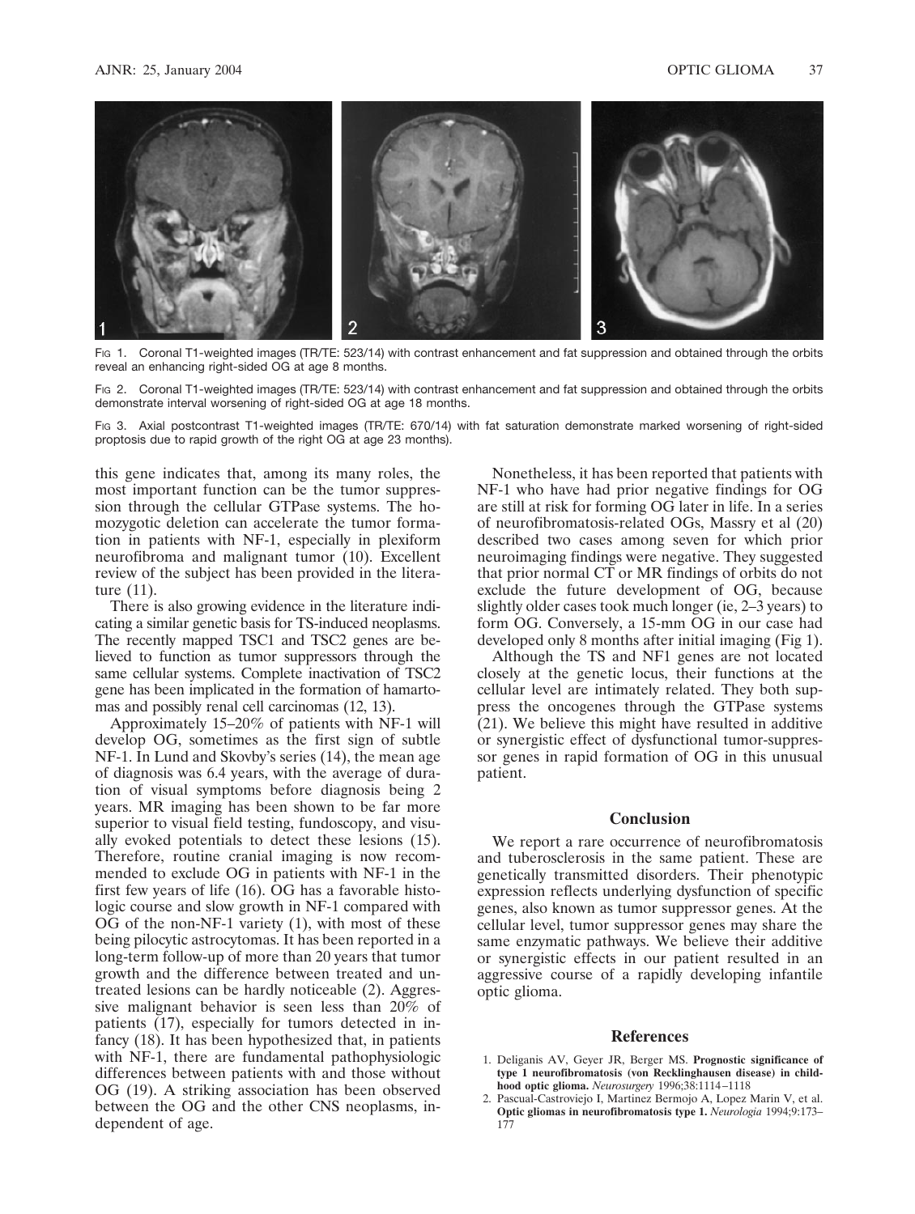FIG 1. Coronal T1-weighted images (TR/TE: 523/14) with contrast enhancement and fat suppression and obtained through the orbits reveal an enhancing right-sided OG at age 8 months.

FIG 2. Coronal T1-weighted images (TR/TE: 523/14) with contrast enhancement and fat suppression and obtained through the orbits demonstrate interval worsening of right-sided OG at age 18 months.

FIG 3. Axial postcontrast T1-weighted images (TR/TE: 670/14) with fat saturation demonstrate marked worsening of right-sided proptosis due to rapid growth of the right OG at age 23 months).

this gene indicates that, among its many roles, the most important function can be the tumor suppression through the cellular GTPase systems. The homozygotic deletion can accelerate the tumor formation in patients with NF-1, especially in plexiform neurofibroma and malignant tumor (10). Excellent review of the subject has been provided in the literature (11).

There is also growing evidence in the literature indicating a similar genetic basis for TS-induced neoplasms. The recently mapped TSC1 and TSC2 genes are believed to function as tumor suppressors through the same cellular systems. Complete inactivation of TSC2 gene has been implicated in the formation of hamartomas and possibly renal cell carcinomas (12, 13).

Approximately 15–20% of patients with NF-1 will develop OG, sometimes as the first sign of subtle NF-1. In Lund and Skovby's series (14), the mean age of diagnosis was 6.4 years, with the average of duration of visual symptoms before diagnosis being 2 years. MR imaging has been shown to be far more superior to visual field testing, fundoscopy, and visually evoked potentials to detect these lesions (15). Therefore, routine cranial imaging is now recommended to exclude OG in patients with NF-1 in the first few years of life (16). OG has a favorable histologic course and slow growth in NF-1 compared with OG of the non-NF-1 variety (1), with most of these being pilocytic astrocytomas. It has been reported in a long-term follow-up of more than 20 years that tumor growth and the difference between treated and untreated lesions can be hardly noticeable (2). Aggressive malignant behavior is seen less than 20% of patients (17), especially for tumors detected in infancy (18). It has been hypothesized that, in patients with NF-1, there are fundamental pathophysiologic differences between patients with and those without OG (19). A striking association has been observed between the OG and the other CNS neoplasms, independent of age.

Nonetheless, it has been reported that patients with NF-1 who have had prior negative findings for OG are still at risk for forming OG later in life. In a series of neurofibromatosis-related OGs, Massry et al (20) described two cases among seven for which prior neuroimaging findings were negative. They suggested that prior normal CT or MR findings of orbits do not exclude the future development of OG, because slightly older cases took much longer (ie, 2–3 years) to form OG. Conversely, a 15-mm OG in our case had developed only 8 months after initial imaging (Fig 1).

Although the TS and NF1 genes are not located closely at the genetic locus, their functions at the cellular level are intimately related. They both suppress the oncogenes through the GTPase systems (21). We believe this might have resulted in additive or synergistic effect of dysfunctional tumor-suppressor genes in rapid formation of OG in this unusual patient.

## Conclusion

We report a rare occurrence of neurofibromatosis and tuberosclerosis in the same patient. These are genetically transmitted disorders. Their phenotypic expression reflects underlying dysfunction of specific genes, also known as tumor suppressor genes. At the cellular level, tumor suppressor genes may share the same enzymatic pathways. We believe their additive or synergistic effects in our patient resulted in an aggressive course of a rapidly developing infantile optic glioma.

## References

1. Deliganis AV, Geyer JR, Berger MS. **Prognostic significance of type 1 neurofibromatosis (von Recklinghausen disease) in childhood optic glioma.** *Neurosurgery* 1996;38:1114–1118
2. Pascual-Castroviejo I, Martinez Bermojo A, Lopez Marin V, et al. **Optic gliomas in neurofibromatosis type 1.** *Neurologia* 1994;9:173–177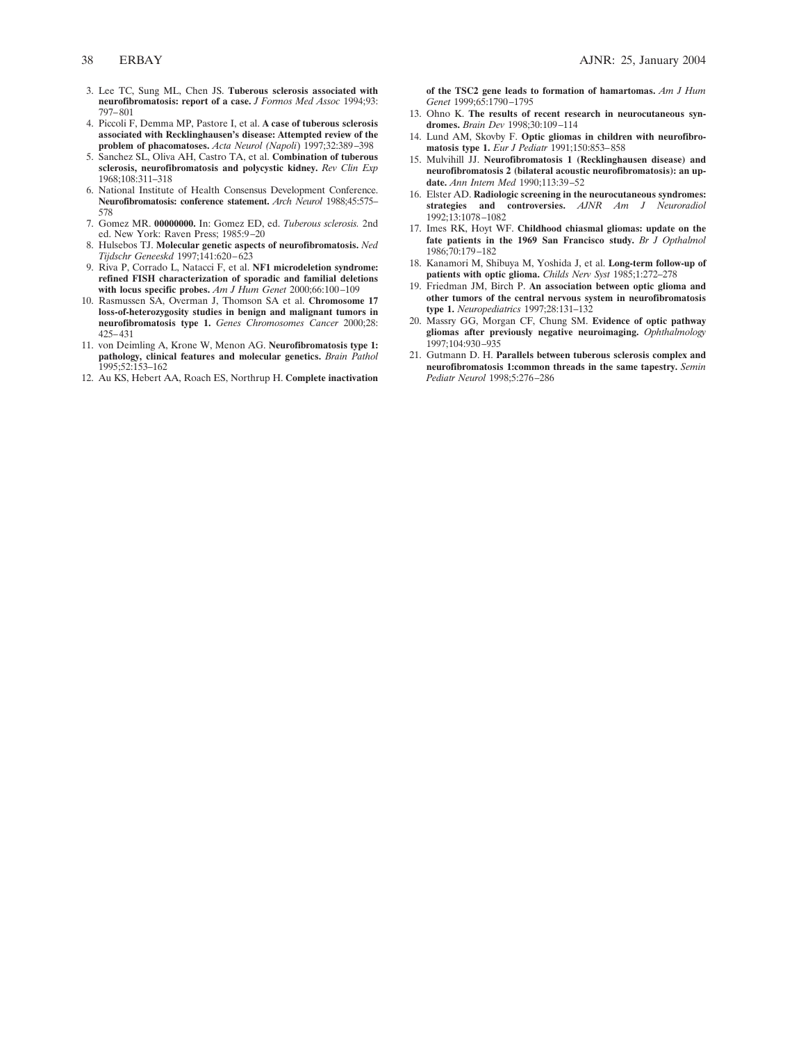3. Lee TC, Sung ML, Chen JS. **Tuberous sclerosis associated with neurofibromatosis: report of a case.** *J Formos Med Assoc* 1994;93: 797–801
4. Piccoli F, Demma MP, Pastore I, et al. **A case of tuberous sclerosis associated with Recklinghausen's disease: Attempted review of the problem of phacomatoses.** *Acta Neurol (Napoli*) 1997;32:389–398
5. Sanchez SL, Oliva AH, Castro TA, et al. **Combination of tuberous sclerosis, neurofibromatosis and polycystic kidney.** *Rev Clin Exp* 1968;108:311–318
6. National Institute of Health Consensus Development Conference. **Neurofibromatosis: conference statement.** *Arch Neurol* 1988;45:575–578
7. Gomez MR. **00000000.** In: Gomez ED, ed. *Tuberous sclerosis.* 2nd ed. New York: Raven Press; 1985:9–20
8. Hulsebos TJ. **Molecular genetic aspects of neurofibromatosis.** *Ned Tijdschr Geneeskd* 1997;141:620–623
9. Riva P, Corrado L, Natacci F, et al. **NF1 microdeletion syndrome: refined FISH characterization of sporadic and familial deletions with locus specific probes.** *Am J Hum Genet* 2000;66:100–109
10. Rasmussen SA, Overman J, Thomson SA et al. **Chromosome 17 loss-of-heterozygosity studies in benign and malignant tumors in neurofibromatosis type 1.** *Genes Chromosomes Cancer* 2000;28: 425–431
11. von Deimling A, Krone W, Menon AG. **Neurofibromatosis type 1: pathology, clinical features and molecular genetics.** *Brain Pathol* 1995;52:153–162
12. Au KS, Hebert AA, Roach ES, Northrup H. **Complete inactivation of the TSC2 gene leads to formation of hamartomas.** *Am J Hum Genet* 1999;65:1790–1795
13. Ohno K. **The results of recent research in neurocutaneous syndromes.** *Brain Dev* 1998;30:109–114
14. Lund AM, Skovby F. **Optic gliomas in children with neurofibromatosis type 1.** *Eur J Pediatr* 1991;150:853–858
15. Mulvihill JJ. **Neurofibromatosis 1 (Recklinghausen disease) and neurofibromatosis 2 (bilateral acoustic neurofibromatosis): an update.** *Ann Intern Med* 1990;113:39–52
16. Elster AD. **Radiologic screening in the neurocutaneous syndromes: strategies and controversies.** *AJNR Am J Neuroradiol* 1992;13:1078–1082
17. Imes RK, Hoyt WF. **Childhood chiasmal gliomas: update on the fate patients in the 1969 San Francisco study.** *Br J Opthalmol* 1986;70:179–182
18. Kanamori M, Shibuya M, Yoshida J, et al. **Long-term follow-up of patients with optic glioma.** *Childs Nerv Syst* 1985;1:272–278
19. Friedman JM, Birch P. **An association between optic glioma and other tumors of the central nervous system in neurofibromatosis type 1.** *Neuropediatrics* 1997;28:131–132
20. Massry GG, Morgan CF, Chung SM. **Evidence of optic pathway gliomas after previously negative neuroimaging.** *Ophthalmology* 1997;104:930–935
21. Gutmann D. H. **Parallels between tuberous sclerosis complex and neurofibromatosis 1:common threads in the same tapestry.** *Semin Pediatr Neurol* 1998;5:276–286